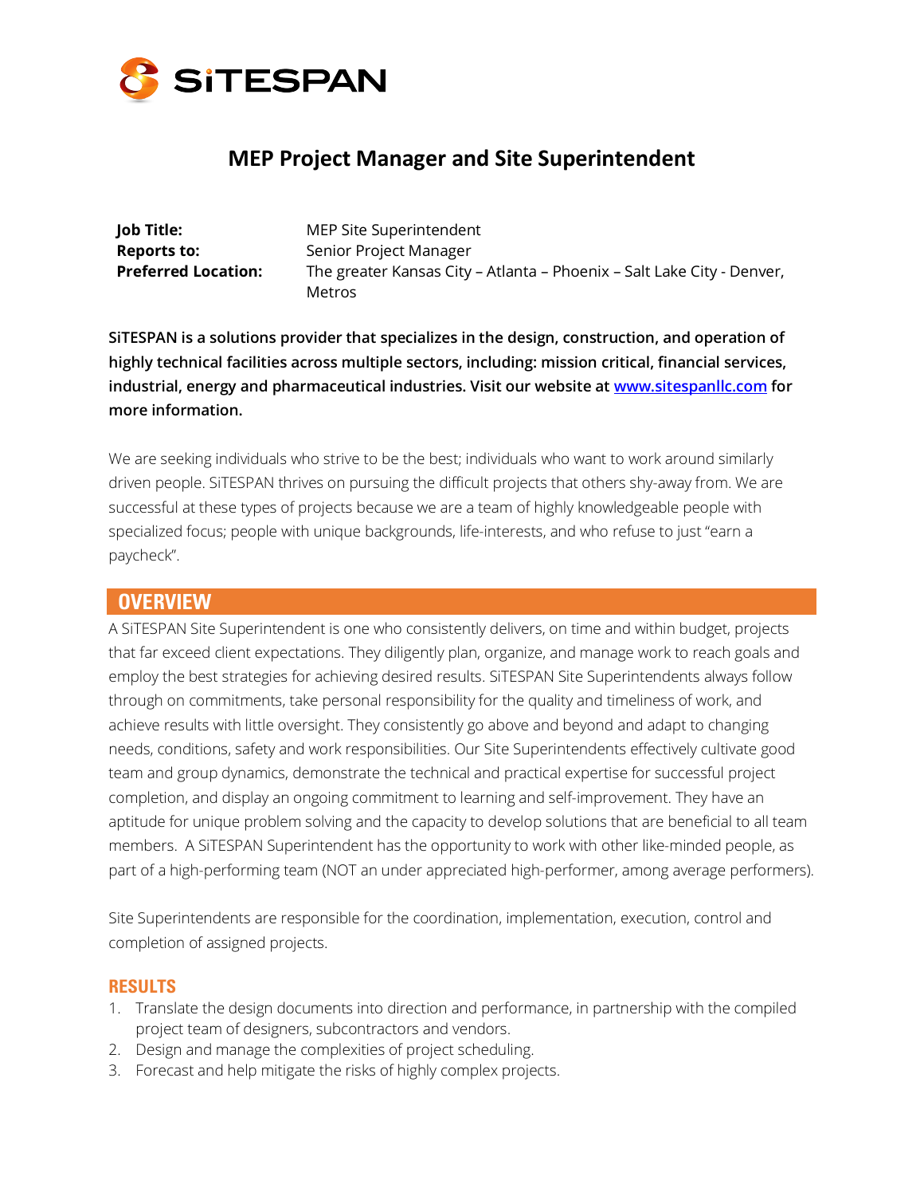SiTESPAN

# MEP Project Manager and Site Superintendent

| | |
|---|---|
| **Job Title:** | MEP Site Superintendent |
| **Reports to:** | Senior Project Manager |
| **Preferred Location:** | The greater Kansas City – Atlanta – Phoenix – Salt Lake City - Denver, Metros |

**SiTESPAN is a solutions provider that specializes in the design, construction, and operation of highly technical facilities across multiple sectors, including: mission critical, financial services, industrial, energy and pharmaceutical industries. Visit our website at [www.sitespanllc.com](http://www.sitespanllc.com) for more information.**

We are seeking individuals who strive to be the best; individuals who want to work around similarly driven people. SiTESPAN thrives on pursuing the difficult projects that others shy-away from. We are successful at these types of projects because we are a team of highly knowledgeable people with specialized focus; people with unique backgrounds, life-interests, and who refuse to just "earn a paycheck".

## OVERVIEW

A SiTESPAN Site Superintendent is one who consistently delivers, on time and within budget, projects that far exceed client expectations. They diligently plan, organize, and manage work to reach goals and employ the best strategies for achieving desired results. SiTESPAN Site Superintendents always follow through on commitments, take personal responsibility for the quality and timeliness of work, and achieve results with little oversight. They consistently go above and beyond and adapt to changing needs, conditions, safety and work responsibilities. Our Site Superintendents effectively cultivate good team and group dynamics, demonstrate the technical and practical expertise for successful project completion, and display an ongoing commitment to learning and self-improvement. They have an aptitude for unique problem solving and the capacity to develop solutions that are beneficial to all team members. A SiTESPAN Superintendent has the opportunity to work with other like-minded people, as part of a high-performing team (NOT an under appreciated high-performer, among average performers).

Site Superintendents are responsible for the coordination, implementation, execution, control and completion of assigned projects.

### RESULTS

1. Translate the design documents into direction and performance, in partnership with the compiled project team of designers, subcontractors and vendors.
2. Design and manage the complexities of project scheduling.
3. Forecast and help mitigate the risks of highly complex projects.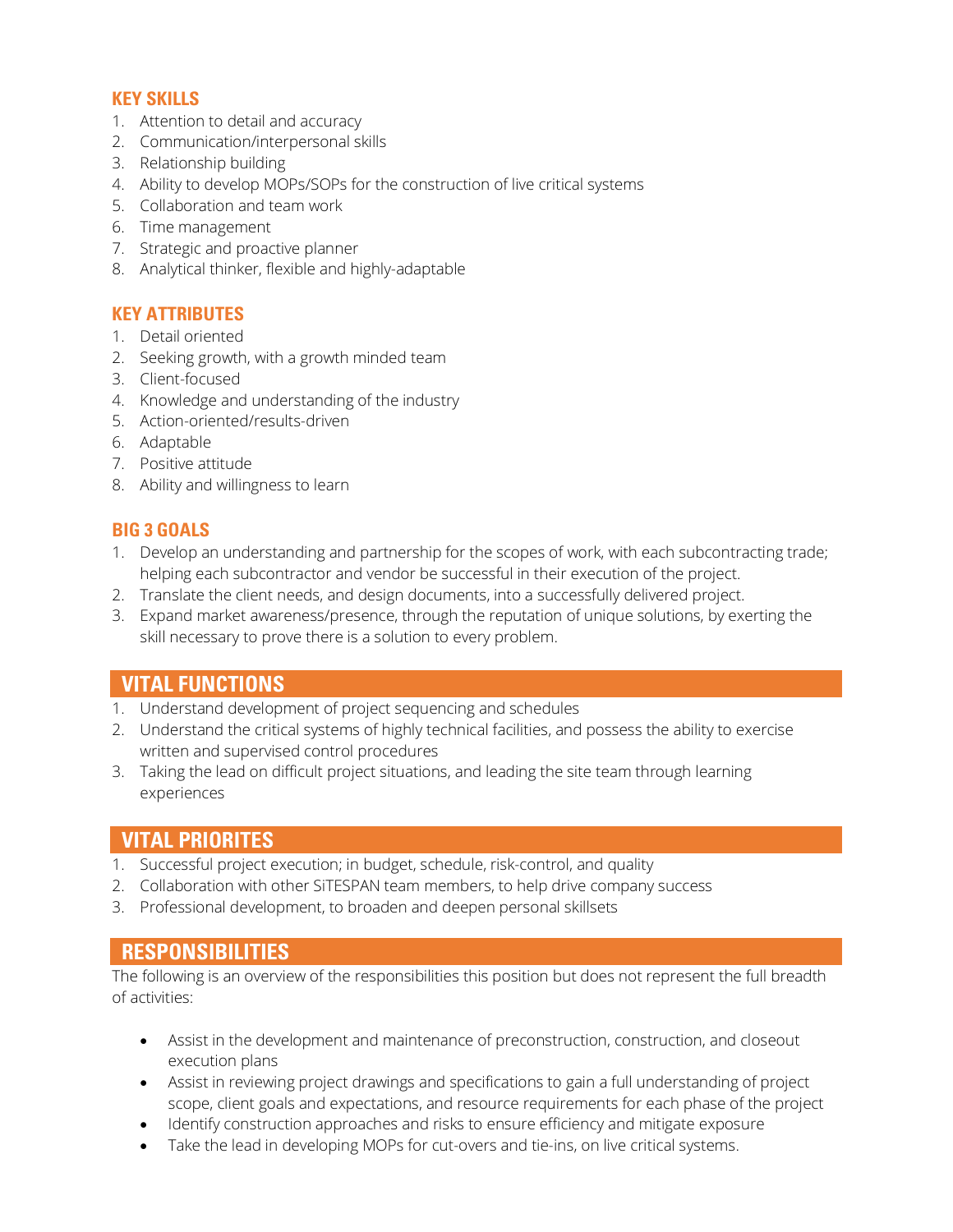## KEY SKILLS

1. Attention to detail and accuracy
2. Communication/interpersonal skills
3. Relationship building
4. Ability to develop MOPs/SOPs for the construction of live critical systems
5. Collaboration and team work
6. Time management
7. Strategic and proactive planner
8. Analytical thinker, flexible and highly-adaptable

## KEY ATTRIBUTES

1. Detail oriented
2. Seeking growth, with a growth minded team
3. Client-focused
4. Knowledge and understanding of the industry
5. Action-oriented/results-driven
6. Adaptable
7. Positive attitude
8. Ability and willingness to learn

## BIG 3 GOALS

1. Develop an understanding and partnership for the scopes of work, with each subcontracting trade; helping each subcontractor and vendor be successful in their execution of the project.
2. Translate the client needs, and design documents, into a successfully delivered project.
3. Expand market awareness/presence, through the reputation of unique solutions, by exerting the skill necessary to prove there is a solution to every problem.

## VITAL FUNCTIONS

1. Understand development of project sequencing and schedules
2. Understand the critical systems of highly technical facilities, and possess the ability to exercise written and supervised control procedures
3. Taking the lead on difficult project situations, and leading the site team through learning experiences

## VITAL PRIORITES

1. Successful project execution; in budget, schedule, risk-control, and quality
2. Collaboration with other SiTESPAN team members, to help drive company success
3. Professional development, to broaden and deepen personal skillsets

## RESPONSIBILITIES

The following is an overview of the responsibilities this position but does not represent the full breadth of activities:

- Assist in the development and maintenance of preconstruction, construction, and closeout execution plans
- Assist in reviewing project drawings and specifications to gain a full understanding of project scope, client goals and expectations, and resource requirements for each phase of the project
- Identify construction approaches and risks to ensure efficiency and mitigate exposure
- Take the lead in developing MOPs for cut-overs and tie-ins, on live critical systems.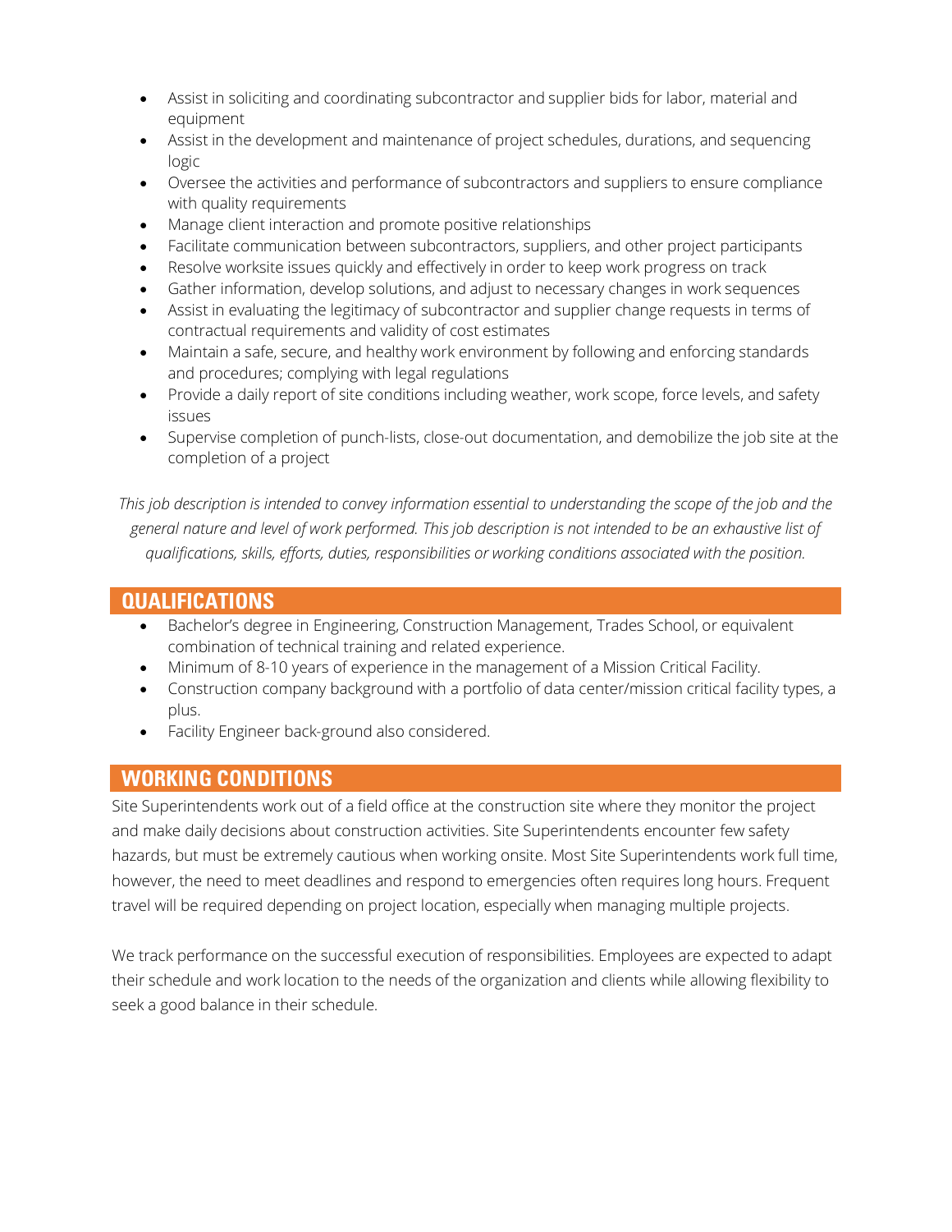- Assist in soliciting and coordinating subcontractor and supplier bids for labor, material and equipment
- Assist in the development and maintenance of project schedules, durations, and sequencing logic
- Oversee the activities and performance of subcontractors and suppliers to ensure compliance with quality requirements
- Manage client interaction and promote positive relationships
- Facilitate communication between subcontractors, suppliers, and other project participants
- Resolve worksite issues quickly and effectively in order to keep work progress on track
- Gather information, develop solutions, and adjust to necessary changes in work sequences
- Assist in evaluating the legitimacy of subcontractor and supplier change requests in terms of contractual requirements and validity of cost estimates
- Maintain a safe, secure, and healthy work environment by following and enforcing standards and procedures; complying with legal regulations
- Provide a daily report of site conditions including weather, work scope, force levels, and safety issues
- Supervise completion of punch-lists, close-out documentation, and demobilize the job site at the completion of a project

*This job description is intended to convey information essential to understanding the scope of the job and the general nature and level of work performed. This job description is not intended to be an exhaustive list of qualifications, skills, efforts, duties, responsibilities or working conditions associated with the position.*

## QUALIFICATIONS

- Bachelor's degree in Engineering, Construction Management, Trades School, or equivalent combination of technical training and related experience.
- Minimum of 8-10 years of experience in the management of a Mission Critical Facility.
- Construction company background with a portfolio of data center/mission critical facility types, a plus.
- Facility Engineer back-ground also considered.

## WORKING CONDITIONS

Site Superintendents work out of a field office at the construction site where they monitor the project and make daily decisions about construction activities. Site Superintendents encounter few safety hazards, but must be extremely cautious when working onsite. Most Site Superintendents work full time, however, the need to meet deadlines and respond to emergencies often requires long hours. Frequent travel will be required depending on project location, especially when managing multiple projects.

We track performance on the successful execution of responsibilities. Employees are expected to adapt their schedule and work location to the needs of the organization and clients while allowing flexibility to seek a good balance in their schedule.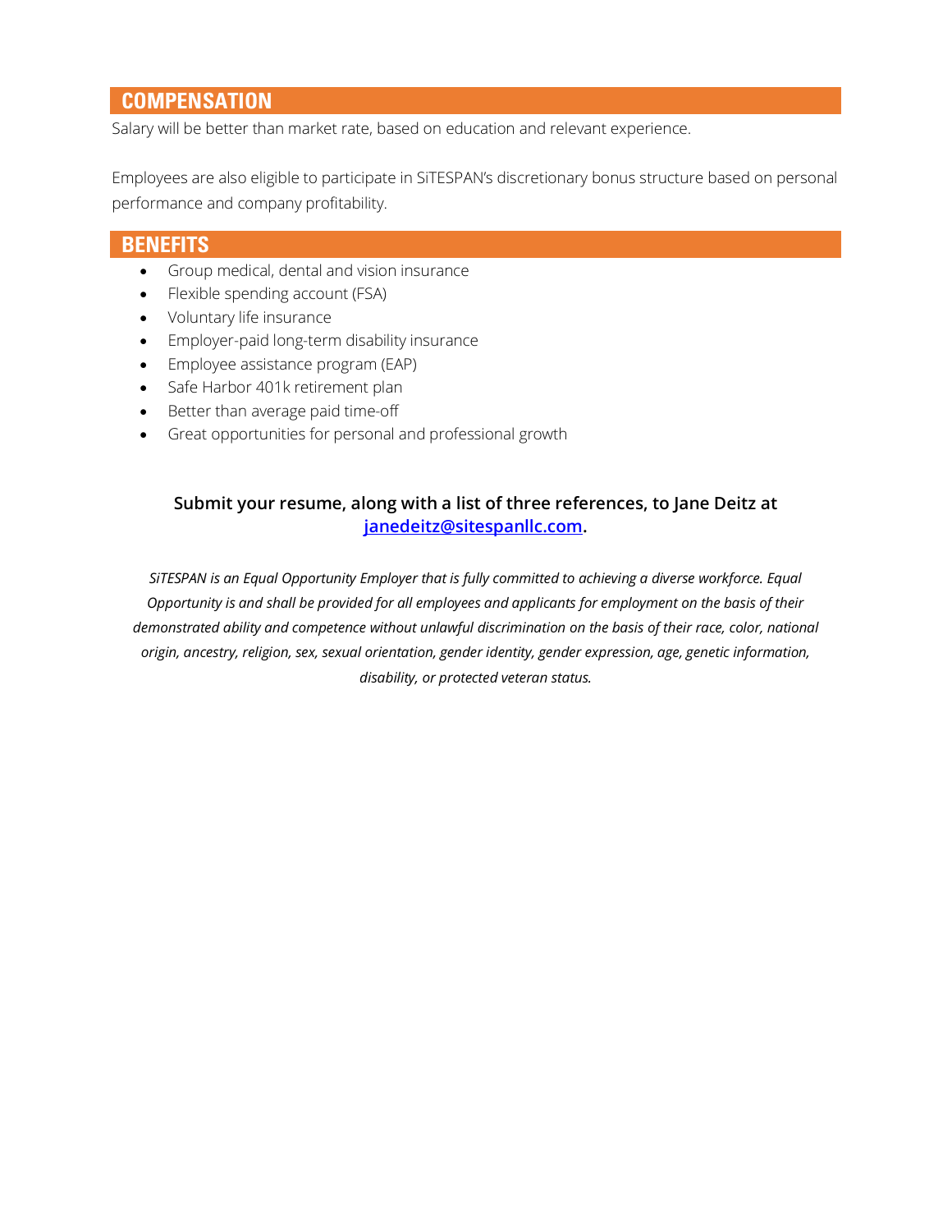## COMPENSATION

Salary will be better than market rate, based on education and relevant experience.

Employees are also eligible to participate in SiTESPAN's discretionary bonus structure based on personal performance and company profitability.

## BENEFITS

- Group medical, dental and vision insurance
- Flexible spending account (FSA)
- Voluntary life insurance
- Employer-paid long-term disability insurance
- Employee assistance program (EAP)
- Safe Harbor 401k retirement plan
- Better than average paid time-off
- Great opportunities for personal and professional growth

**Submit your resume, along with a list of three references, to Jane Deitz at [janedeitz@sitespanllc.com](mailto:janedeitz@sitespanllc.com).**

*SiTESPAN is an Equal Opportunity Employer that is fully committed to achieving a diverse workforce. Equal Opportunity is and shall be provided for all employees and applicants for employment on the basis of their demonstrated ability and competence without unlawful discrimination on the basis of their race, color, national origin, ancestry, religion, sex, sexual orientation, gender identity, gender expression, age, genetic information, disability, or protected veteran status.*